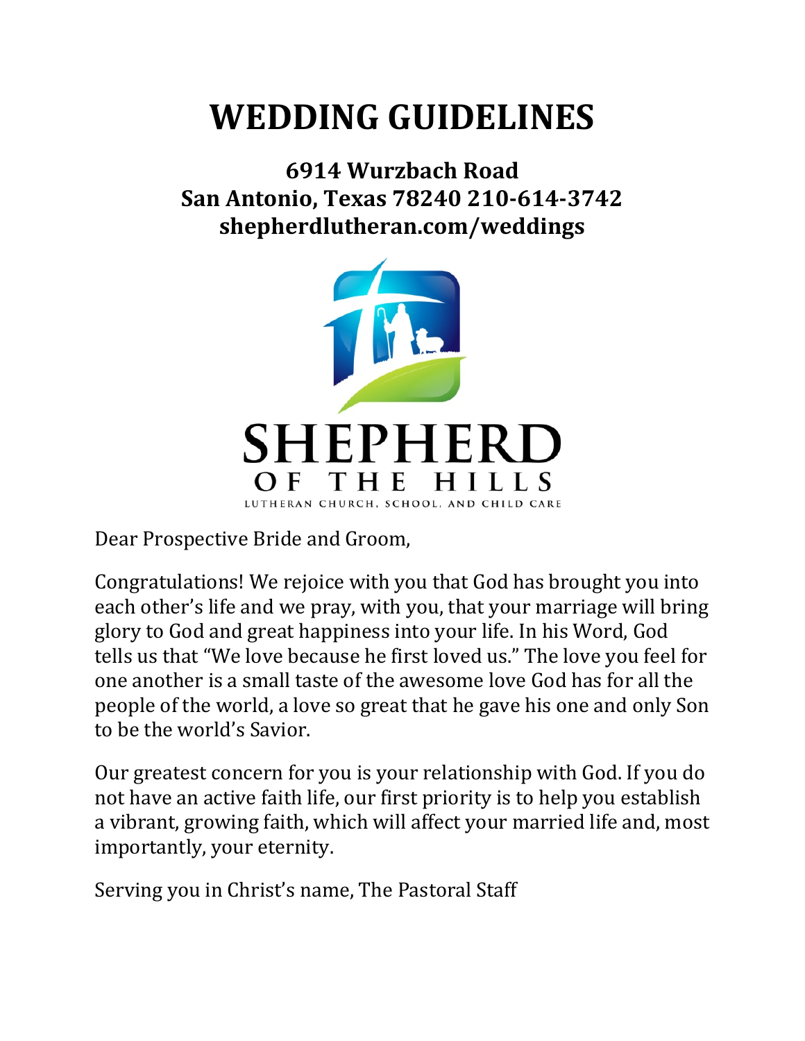# WEDDING GUIDELINES

**6914 Wurzbach Road**
**San Antonio, Texas 78240 210-614-3742**
**shepherdlutheran.com/weddings**

SHEPHERD OF THE HILLS
LUTHERAN CHURCH, SCHOOL, AND CHILD CARE

Dear Prospective Bride and Groom,

Congratulations! We rejoice with you that God has brought you into each other's life and we pray, with you, that your marriage will bring glory to God and great happiness into your life. In his Word, God tells us that "We love because he first loved us." The love you feel for one another is a small taste of the awesome love God has for all the people of the world, a love so great that he gave his one and only Son to be the world's Savior.

Our greatest concern for you is your relationship with God. If you do not have an active faith life, our first priority is to help you establish a vibrant, growing faith, which will affect your married life and, most importantly, your eternity.

Serving you in Christ's name, The Pastoral Staff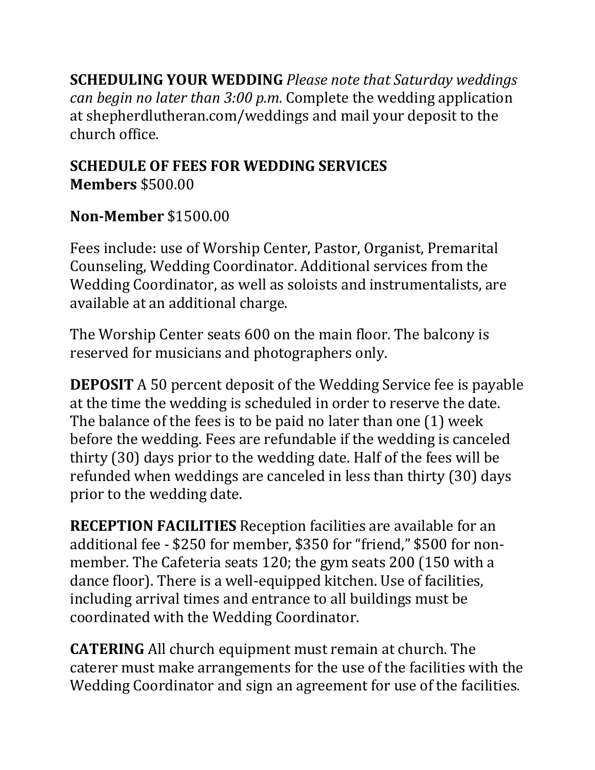**SCHEDULING YOUR WEDDING** *Please note that Saturday weddings can begin no later than 3:00 p.m.* Complete the wedding application at shepherdlutheran.com/weddings and mail your deposit to the church office.

**SCHEDULE OF FEES FOR WEDDING SERVICES**
**Members** $500.00

**Non-Member** $1500.00

Fees include: use of Worship Center, Pastor, Organist, Premarital Counseling, Wedding Coordinator. Additional services from the Wedding Coordinator, as well as soloists and instrumentalists, are available at an additional charge.

The Worship Center seats 600 on the main floor. The balcony is reserved for musicians and photographers only.

**DEPOSIT** A 50 percent deposit of the Wedding Service fee is payable at the time the wedding is scheduled in order to reserve the date. The balance of the fees is to be paid no later than one (1) week before the wedding. Fees are refundable if the wedding is canceled thirty (30) days prior to the wedding date. Half of the fees will be refunded when weddings are canceled in less than thirty (30) days prior to the wedding date.

**RECEPTION FACILITIES** Reception facilities are available for an additional fee - $250 for member, $350 for "friend," $500 for non-member. The Cafeteria seats 120; the gym seats 200 (150 with a dance floor). There is a well-equipped kitchen. Use of facilities, including arrival times and entrance to all buildings must be coordinated with the Wedding Coordinator.

**CATERING** All church equipment must remain at church. The caterer must make arrangements for the use of the facilities with the Wedding Coordinator and sign an agreement for use of the facilities.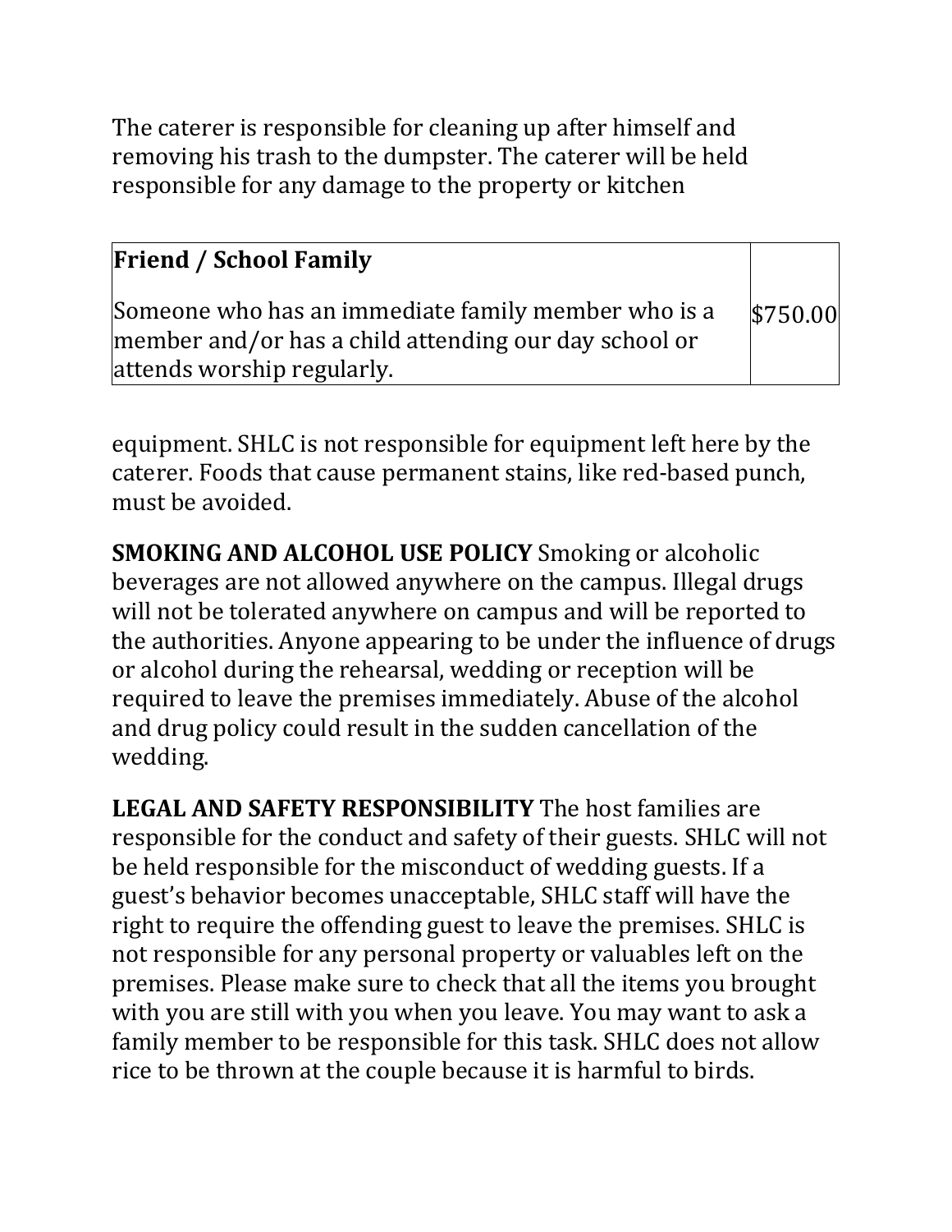The caterer is responsible for cleaning up after himself and removing his trash to the dumpster. The caterer will be held responsible for any damage to the property or kitchen equipment. SHLC is not responsible for equipment left here by the caterer. Foods that cause permanent stains, like red-based punch, must be avoided.

| **Friend / School Family**<br><br>Someone who has an immediate family member who is a member and/or has a child attending our day school or attends worship regularly. | $750.00 |
|---|---|

**SMOKING AND ALCOHOL USE POLICY** Smoking or alcoholic beverages are not allowed anywhere on the campus. Illegal drugs will not be tolerated anywhere on campus and will be reported to the authorities. Anyone appearing to be under the influence of drugs or alcohol during the rehearsal, wedding or reception will be required to leave the premises immediately. Abuse of the alcohol and drug policy could result in the sudden cancellation of the wedding.

**LEGAL AND SAFETY RESPONSIBILITY** The host families are responsible for the conduct and safety of their guests. SHLC will not be held responsible for the misconduct of wedding guests. If a guest's behavior becomes unacceptable, SHLC staff will have the right to require the offending guest to leave the premises. SHLC is not responsible for any personal property or valuables left on the premises. Please make sure to check that all the items you brought with you are still with you when you leave. You may want to ask a family member to be responsible for this task. SHLC does not allow rice to be thrown at the couple because it is harmful to birds.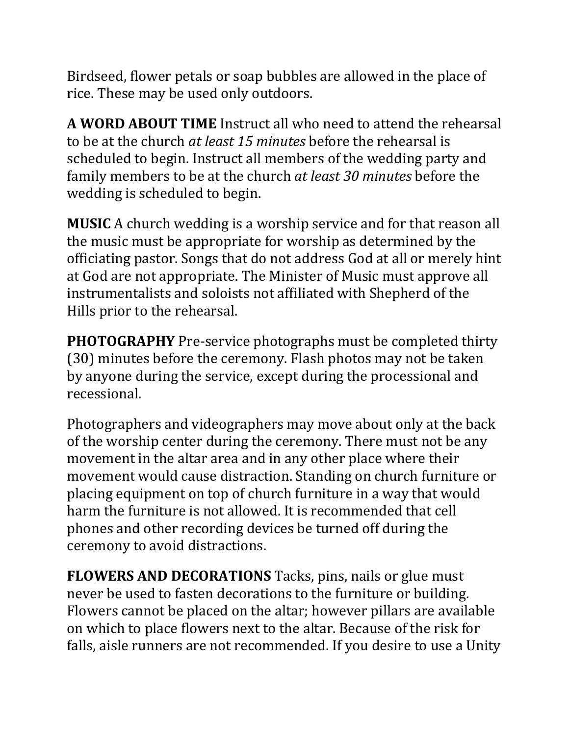Birdseed, flower petals or soap bubbles are allowed in the place of rice. These may be used only outdoors.

**A WORD ABOUT TIME** Instruct all who need to attend the rehearsal to be at the church *at least 15 minutes* before the rehearsal is scheduled to begin. Instruct all members of the wedding party and family members to be at the church *at least 30 minutes* before the wedding is scheduled to begin.

**MUSIC** A church wedding is a worship service and for that reason all the music must be appropriate for worship as determined by the officiating pastor. Songs that do not address God at all or merely hint at God are not appropriate. The Minister of Music must approve all instrumentalists and soloists not affiliated with Shepherd of the Hills prior to the rehearsal.

**PHOTOGRAPHY** Pre-service photographs must be completed thirty (30) minutes before the ceremony. Flash photos may not be taken by anyone during the service, except during the processional and recessional.

Photographers and videographers may move about only at the back of the worship center during the ceremony. There must not be any movement in the altar area and in any other place where their movement would cause distraction. Standing on church furniture or placing equipment on top of church furniture in a way that would harm the furniture is not allowed. It is recommended that cell phones and other recording devices be turned off during the ceremony to avoid distractions.

**FLOWERS AND DECORATIONS** Tacks, pins, nails or glue must never be used to fasten decorations to the furniture or building. Flowers cannot be placed on the altar; however pillars are available on which to place flowers next to the altar. Because of the risk for falls, aisle runners are not recommended. If you desire to use a Unity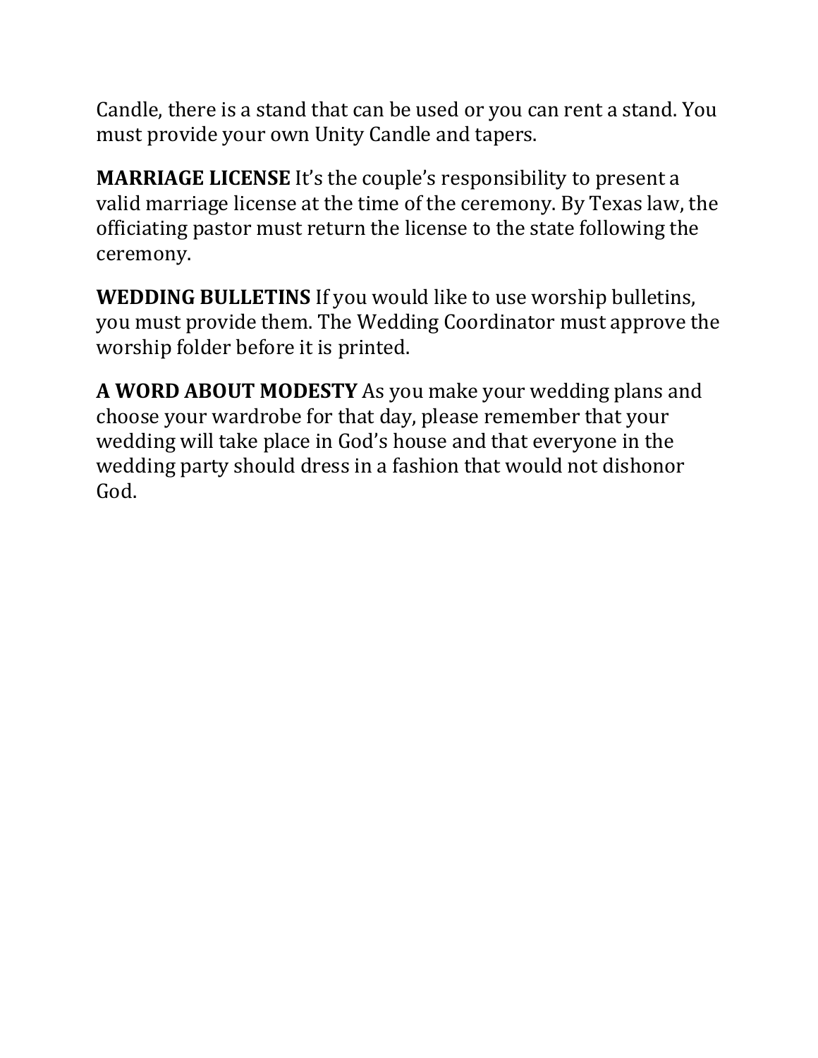Candle, there is a stand that can be used or you can rent a stand. You must provide your own Unity Candle and tapers.

**MARRIAGE LICENSE** It's the couple's responsibility to present a valid marriage license at the time of the ceremony. By Texas law, the officiating pastor must return the license to the state following the ceremony.

**WEDDING BULLETINS** If you would like to use worship bulletins, you must provide them. The Wedding Coordinator must approve the worship folder before it is printed.

**A WORD ABOUT MODESTY** As you make your wedding plans and choose your wardrobe for that day, please remember that your wedding will take place in God's house and that everyone in the wedding party should dress in a fashion that would not dishonor God.